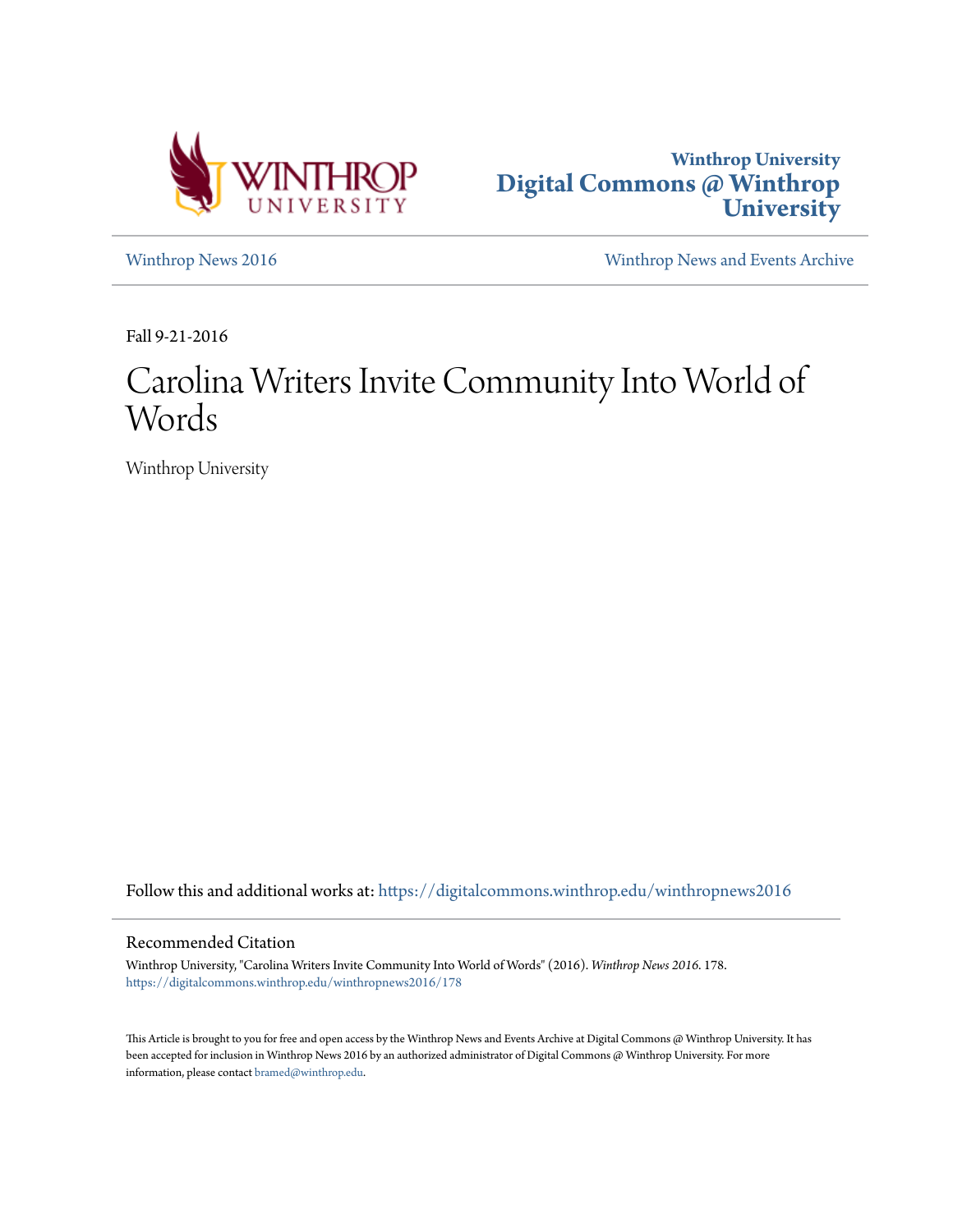Winthrop University
**Digital Commons @ Winthrop University**

Winthrop News 2016 | Winthrop News and Events Archive

Fall 9-21-2016

# Carolina Writers Invite Community Into World of Words

Winthrop University

Follow this and additional works at: https://digitalcommons.winthrop.edu/winthropnews2016

## Recommended Citation

Winthrop University, "Carolina Writers Invite Community Into World of Words" (2016). *Winthrop News 2016*. 178.
https://digitalcommons.winthrop.edu/winthropnews2016/178

This Article is brought to you for free and open access by the Winthrop News and Events Archive at Digital Commons @ Winthrop University. It has been accepted for inclusion in Winthrop News 2016 by an authorized administrator of Digital Commons @ Winthrop University. For more information, please contact bramed@winthrop.edu.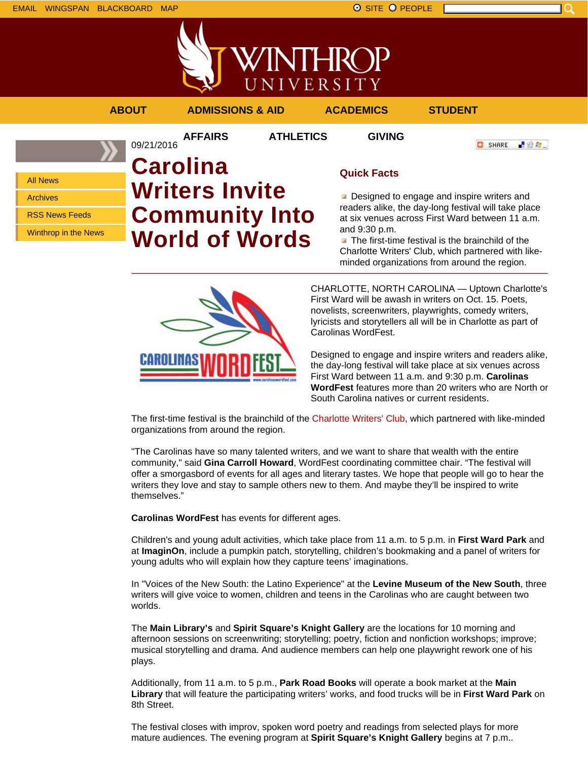EMAIL WINGSPAN BLACKBOARD MAP SITE PEOPLE

ABOUT ADMISSIONS & AID ACADEMICS STUDENT AFFAIRS ATHLETICS GIVING

- All News
- Archives
- RSS News Feeds
- Winthrop in the News

09/21/2016

# Carolina Writers Invite Community Into World of Words

SHARE

## Quick Facts

- Designed to engage and inspire writers and readers alike, the day-long festival will take place at six venues across First Ward between 11 a.m. and 9:30 p.m.
- The first-time festival is the brainchild of the Charlotte Writers' Club, which partnered with like-minded organizations from around the region.

CHARLOTTE, NORTH CAROLINA — Uptown Charlotte's First Ward will be awash in writers on Oct. 15. Poets, novelists, screenwriters, playwrights, comedy writers, lyricists and storytellers all will be in Charlotte as part of Carolinas WordFest.

Designed to engage and inspire writers and readers alike, the day-long festival will take place at six venues across First Ward between 11 a.m. and 9:30 p.m. **Carolinas WordFest** features more than 20 writers who are North or South Carolina natives or current residents.

The first-time festival is the brainchild of the Charlotte Writers' Club, which partnered with like-minded organizations from around the region.

"The Carolinas have so many talented writers, and we want to share that wealth with the entire community," said **Gina Carroll Howard**, WordFest coordinating committee chair. "The festival will offer a smorgasbord of events for all ages and literary tastes. We hope that people will go to hear the writers they love and stay to sample others new to them. And maybe they'll be inspired to write themselves."

**Carolinas WordFest** has events for different ages.

Children's and young adult activities, which take place from 11 a.m. to 5 p.m. in **First Ward Park** and at **ImaginOn**, include a pumpkin patch, storytelling, children's bookmaking and a panel of writers for young adults who will explain how they capture teens' imaginations.

In "Voices of the New South: the Latino Experience" at the **Levine Museum of the New South**, three writers will give voice to women, children and teens in the Carolinas who are caught between two worlds.

The **Main Library's** and **Spirit Square's Knight Gallery** are the locations for 10 morning and afternoon sessions on screenwriting; storytelling; poetry, fiction and nonfiction workshops; improve; musical storytelling and drama. And audience members can help one playwright rework one of his plays.

Additionally, from 11 a.m. to 5 p.m., **Park Road Books** will operate a book market at the **Main Library** that will feature the participating writers' works, and food trucks will be in **First Ward Park** on 8th Street.

The festival closes with improv, spoken word poetry and readings from selected plays for more mature audiences. The evening program at **Spirit Square's Knight Gallery** begins at 7 p.m..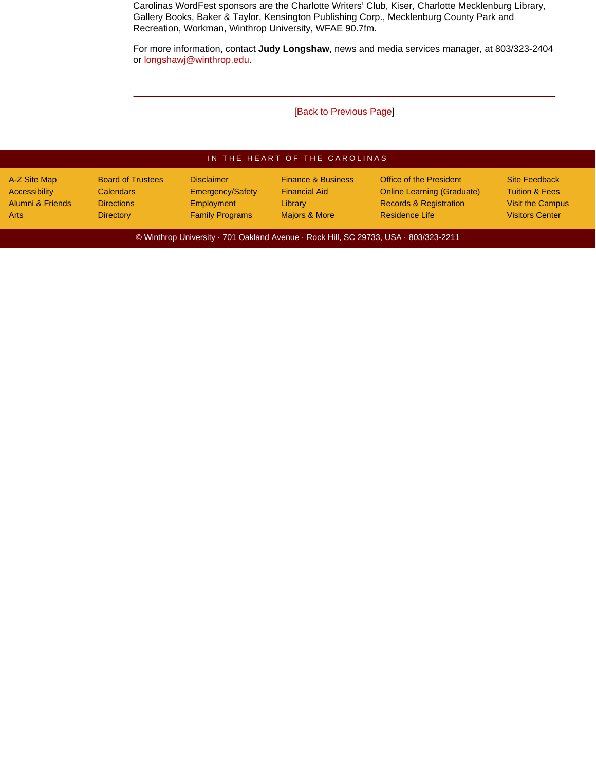Carolinas WordFest sponsors are the Charlotte Writers' Club, Kiser, Charlotte Mecklenburg Library, Gallery Books, Baker & Taylor, Kensington Publishing Corp., Mecklenburg County Park and Recreation, Workman, Winthrop University, WFAE 90.7fm.

For more information, contact **Judy Longshaw**, news and media services manager, at 803/323-2404 or longshawj@winthrop.edu.

---

[Back to Previous Page]

IN THE HEART OF THE CAROLINAS

A-Z Site Map
Accessibility
Alumni & Friends
Arts
Board of Trustees
Calendars
Directions
Directory
Disclaimer
Emergency/Safety
Employment
Family Programs
Finance & Business
Financial Aid
Library
Majors & More
Office of the President
Online Learning (Graduate)
Records & Registration
Residence Life
Site Feedback
Tuition & Fees
Visit the Campus
Visitors Center

© Winthrop University · 701 Oakland Avenue · Rock Hill, SC 29733, USA · 803/323-2211